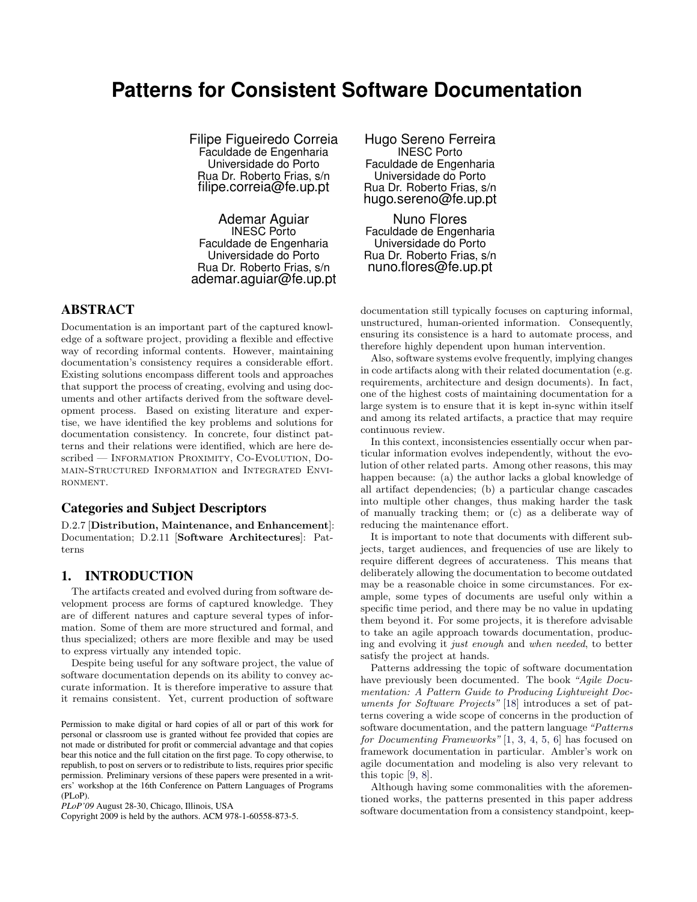# Patterns for Consistent Software Documentation

Filipe Figueiredo Correia
Faculdade de Engenharia
Universidade do Porto
Rua Dr. Roberto Frias, s/n
filipe.correia@fe.up.pt

Hugo Sereno Ferreira
INESC Porto
Faculdade de Engenharia
Universidade do Porto
Rua Dr. Roberto Frias, s/n
hugo.sereno@fe.up.pt

Ademar Aguiar
INESC Porto
Faculdade de Engenharia
Universidade do Porto
Rua Dr. Roberto Frias, s/n
ademar.aguiar@fe.up.pt

Nuno Flores
Faculdade de Engenharia
Universidade do Porto
Rua Dr. Roberto Frias, s/n
nuno.flores@fe.up.pt

## ABSTRACT

Documentation is an important part of the captured knowledge of a software project, providing a flexible and effective way of recording informal contents. However, maintaining documentation's consistency requires a considerable effort. Existing solutions encompass different tools and approaches that support the process of creating, evolving and using documents and other artifacts derived from the software development process. Based on existing literature and expertise, we have identified the key problems and solutions for documentation consistency. In concrete, four distinct patterns and their relations were identified, which are here described — Information Proximity, Co-Evolution, Domain-Structured Information and Integrated Environment.

### Categories and Subject Descriptors

D.2.7 [**Distribution, Maintenance, and Enhancement**]: Documentation; D.2.11 [**Software Architectures**]: Patterns

## 1. INTRODUCTION

The artifacts created and evolved during from software development process are forms of captured knowledge. They are of different natures and capture several types of information. Some of them are more structured and formal, and thus specialized; others are more flexible and may be used to express virtually any intended topic.

Despite being useful for any software project, the value of software documentation depends on its ability to convey accurate information. It is therefore imperative to assure that it remains consistent. Yet, current production of software documentation still typically focuses on capturing informal, unstructured, human-oriented information. Consequently, ensuring its consistence is a hard to automate process, and therefore highly dependent upon human intervention.

Also, software systems evolve frequently, implying changes in code artifacts along with their related documentation (e.g. requirements, architecture and design documents). In fact, one of the highest costs of maintaining documentation for a large system is to ensure that it is kept in-sync within itself and among its related artifacts, a practice that may require continuous review.

In this context, inconsistencies essentially occur when particular information evolves independently, without the evolution of other related parts. Among other reasons, this may happen because: (a) the author lacks a global knowledge of all artifact dependencies; (b) a particular change cascades into multiple other changes, thus making harder the task of manually tracking them; or (c) as a deliberate way of reducing the maintenance effort.

It is important to note that documents with different subjects, target audiences, and frequencies of use are likely to require different degrees of accurateness. This means that deliberately allowing the documentation to become outdated may be a reasonable choice in some circumstances. For example, some types of documents are useful only within a specific time period, and there may be no value in updating them beyond it. For some projects, it is therefore advisable to take an agile approach towards documentation, producing and evolving it *just enough* and *when needed*, to better satisfy the project at hands.

Patterns addressing the topic of software documentation have previously been documented. The book *"Agile Documentation: A Pattern Guide to Producing Lightweight Documents for Software Projects"* [18] introduces a set of patterns covering a wide scope of concerns in the production of software documentation, and the pattern language *"Patterns for Documenting Frameworks"* [1, 3, 4, 5, 6] has focused on framework documentation in particular. Ambler's work on agile documentation and modeling is also very relevant to this topic [9, 8].

Although having some commonalities with the aforementioned works, the patterns presented in this paper address software documentation from a consistency standpoint, keep-

Permission to make digital or hard copies of all or part of this work for personal or classroom use is granted without fee provided that copies are not made or distributed for profit or commercial advantage and that copies bear this notice and the full citation on the first page. To copy otherwise, to republish, to post on servers or to redistribute to lists, requires prior specific permission. Preliminary versions of these papers were presented in a writers' workshop at the 16th Conference on Pattern Languages of Programs (PLoP).
*PLoP'09* August 28-30, Chicago, Illinois, USA
Copyright 2009 is held by the authors. ACM 978-1-60558-873-5.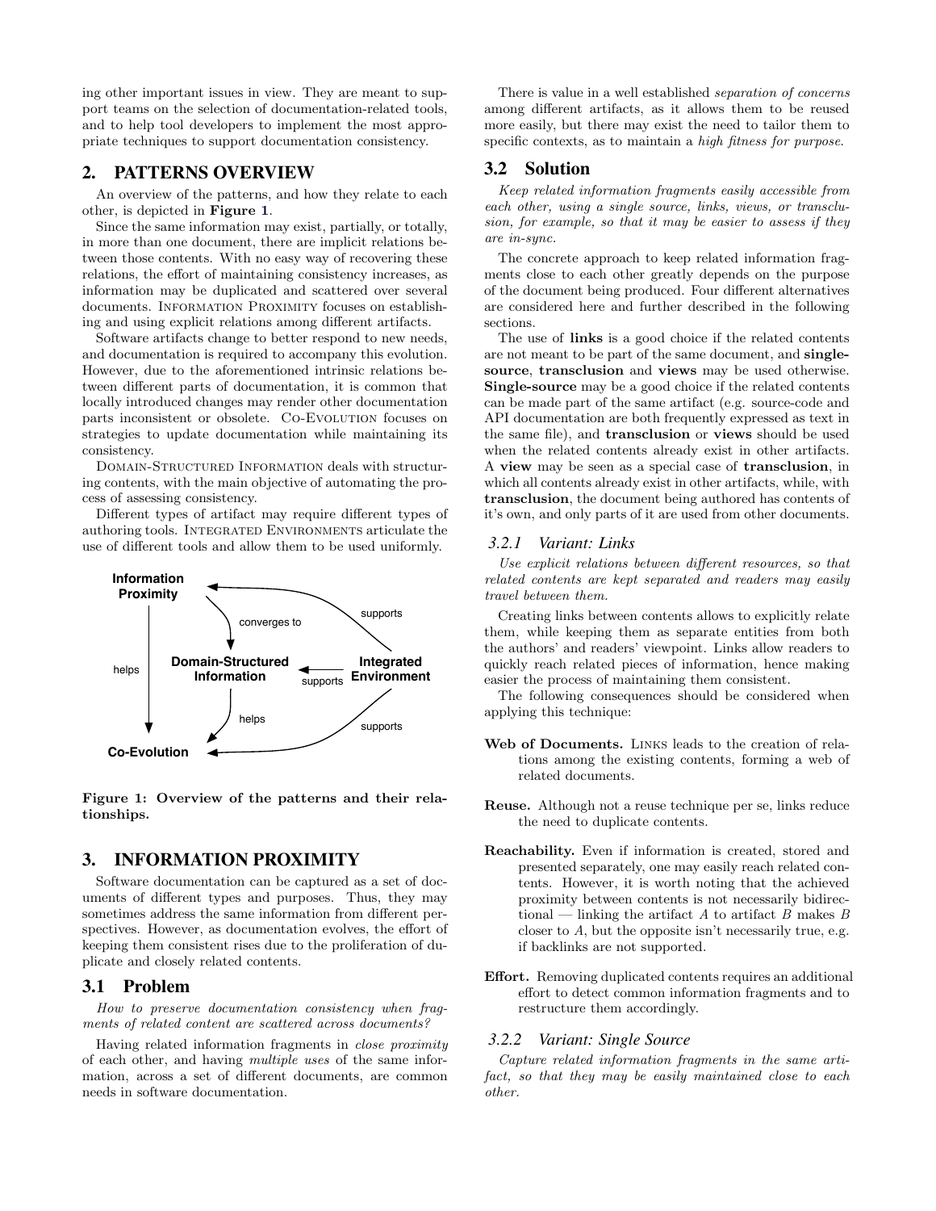ing other important issues in view. They are meant to support teams on the selection of documentation-related tools, and to help tool developers to implement the most appropriate techniques to support documentation consistency.

## 2. PATTERNS OVERVIEW

An overview of the patterns, and how they relate to each other, is depicted in **Figure 1**.

Since the same information may exist, partially, or totally, in more than one document, there are implicit relations between those contents. With no easy way of recovering these relations, the effort of maintaining consistency increases, as information may be duplicated and scattered over several documents. INFORMATION PROXIMITY focuses on establishing and using explicit relations among different artifacts.

Software artifacts change to better respond to new needs, and documentation is required to accompany this evolution. However, due to the aforementioned intrinsic relations between different parts of documentation, it is common that locally introduced changes may render other documentation parts inconsistent or obsolete. CO-EVOLUTION focuses on strategies to update documentation while maintaining its consistency.

DOMAIN-STRUCTURED INFORMATION deals with structuring contents, with the main objective of automating the process of assessing consistency.

Different types of artifact may require different types of authoring tools. INTEGRATED ENVIRONMENTS articulate the use of different tools and allow them to be used uniformly.

**Figure 1: Overview of the patterns and their relationships.**

## 3. INFORMATION PROXIMITY

Software documentation can be captured as a set of documents of different types and purposes. Thus, they may sometimes address the same information from different perspectives. However, as documentation evolves, the effort of keeping them consistent rises due to the proliferation of duplicate and closely related contents.

### 3.1 Problem

*How to preserve documentation consistency when fragments of related content are scattered across documents?*

Having related information fragments in *close proximity* of each other, and having *multiple uses* of the same information, across a set of different documents, are common needs in software documentation.

There is value in a well established *separation of concerns* among different artifacts, as it allows them to be reused more easily, but there may exist the need to tailor them to specific contexts, as to maintain a *high fitness for purpose*.

### 3.2 Solution

*Keep related information fragments easily accessible from each other, using a single source, links, views, or transclusion, for example, so that it may be easier to assess if they are in-sync.*

The concrete approach to keep related information fragments close to each other greatly depends on the purpose of the document being produced. Four different alternatives are considered here and further described in the following sections.

The use of **links** is a good choice if the related contents are not meant to be part of the same document, and **single-source**, **transclusion** and **views** may be used otherwise. **Single-source** may be a good choice if the related contents can be made part of the same artifact (e.g. source-code and API documentation are both frequently expressed as text in the same file), and **transclusion** or **views** should be used when the related contents already exist in other artifacts. A **view** may be seen as a special case of **transclusion**, in which all contents already exist in other artifacts, while, with **transclusion**, the document being authored has contents of it's own, and only parts of it are used from other documents.

#### 3.2.1 Variant: Links

*Use explicit relations between different resources, so that related contents are kept separated and readers may easily travel between them.*

Creating links between contents allows to explicitly relate them, while keeping them as separate entities from both the authors' and readers' viewpoint. Links allow readers to quickly reach related pieces of information, hence making easier the process of maintaining them consistent.

The following consequences should be considered when applying this technique:

**Web of Documents.** LINKS leads to the creation of relations among the existing contents, forming a web of related documents.

**Reuse.** Although not a reuse technique per se, links reduce the need to duplicate contents.

**Reachability.** Even if information is created, stored and presented separately, one may easily reach related contents. However, it is worth noting that the achieved proximity between contents is not necessarily bidirectional — linking the artifact $A$ to artifact $B$ makes $B$ closer to $A$, but the opposite isn't necessarily true, e.g. if backlinks are not supported.

**Effort.** Removing duplicated contents requires an additional effort to detect common information fragments and to restructure them accordingly.

#### 3.2.2 Variant: Single Source

*Capture related information fragments in the same artifact, so that they may be easily maintained close to each other.*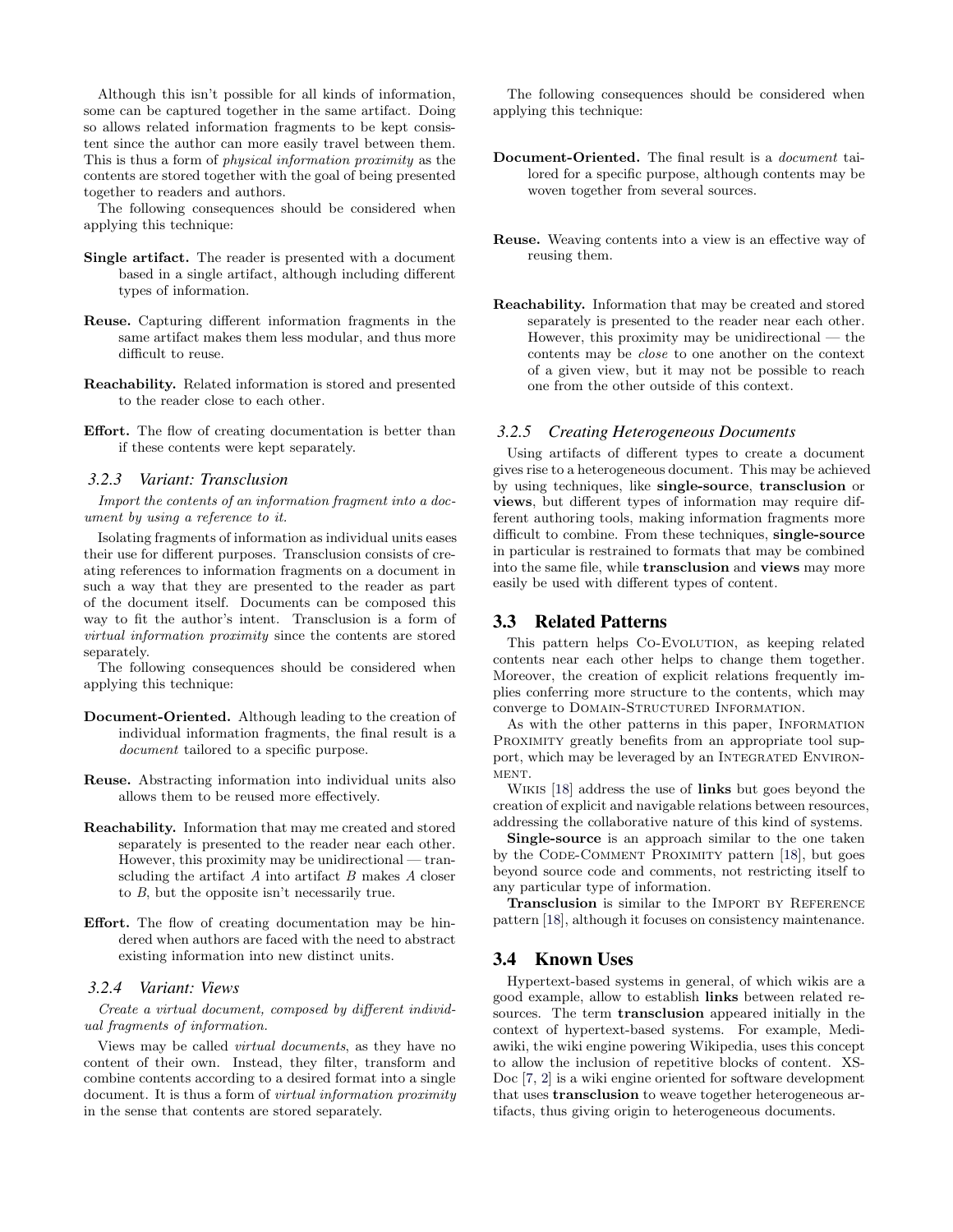Although this isn't possible for all kinds of information, some can be captured together in the same artifact. Doing so allows related information fragments to be kept consistent since the author can more easily travel between them. This is thus a form of *physical information proximity* as the contents are stored together with the goal of being presented together to readers and authors.

The following consequences should be considered when applying this technique:

**Single artifact.** The reader is presented with a document based in a single artifact, although including different types of information.

**Reuse.** Capturing different information fragments in the same artifact makes them less modular, and thus more difficult to reuse.

**Reachability.** Related information is stored and presented to the reader close to each other.

**Effort.** The flow of creating documentation is better than if these contents were kept separately.

### 3.2.3 Variant: Transclusion

*Import the contents of an information fragment into a document by using a reference to it.*

Isolating fragments of information as individual units eases their use for different purposes. Transclusion consists of creating references to information fragments on a document in such a way that they are presented to the reader as part of the document itself. Documents can be composed this way to fit the author's intent. Transclusion is a form of *virtual information proximity* since the contents are stored separately.

The following consequences should be considered when applying this technique:

**Document-Oriented.** Although leading to the creation of individual information fragments, the final result is a *document* tailored to a specific purpose.

**Reuse.** Abstracting information into individual units also allows them to be reused more effectively.

**Reachability.** Information that may me created and stored separately is presented to the reader near each other. However, this proximity may be unidirectional — transcluding the artifact $A$ into artifact $B$ makes $A$ closer to $B$, but the opposite isn't necessarily true.

**Effort.** The flow of creating documentation may be hindered when authors are faced with the need to abstract existing information into new distinct units.

### 3.2.4 Variant: Views

*Create a virtual document, composed by different individual fragments of information.*

Views may be called *virtual documents*, as they have no content of their own. Instead, they filter, transform and combine contents according to a desired format into a single document. It is thus a form of *virtual information proximity* in the sense that contents are stored separately.

The following consequences should be considered when applying this technique:

**Document-Oriented.** The final result is a *document* tailored for a specific purpose, although contents may be woven together from several sources.

**Reuse.** Weaving contents into a view is an effective way of reusing them.

**Reachability.** Information that may be created and stored separately is presented to the reader near each other. However, this proximity may be unidirectional — the contents may be *close* to one another on the context of a given view, but it may not be possible to reach one from the other outside of this context.

### 3.2.5 Creating Heterogeneous Documents

Using artifacts of different types to create a document gives rise to a heterogeneous document. This may be achieved by using techniques, like **single-source**, **transclusion** or **views**, but different types of information may require different authoring tools, making information fragments more difficult to combine. From these techniques, **single-source** in particular is restrained to formats that may be combined into the same file, while **transclusion** and **views** may more easily be used with different types of content.

## 3.3 Related Patterns

This pattern helps CO-EVOLUTION, as keeping related contents near each other helps to change them together. Moreover, the creation of explicit relations frequently implies conferring more structure to the contents, which may converge to DOMAIN-STRUCTURED INFORMATION.

As with the other patterns in this paper, INFORMATION PROXIMITY greatly benefits from an appropriate tool support, which may be leveraged by an INTEGRATED ENVIRONMENT.

WIKIS [18] address the use of **links** but goes beyond the creation of explicit and navigable relations between resources, addressing the collaborative nature of this kind of systems.

**Single-source** is an approach similar to the one taken by the CODE-COMMENT PROXIMITY pattern [18], but goes beyond source code and comments, not restricting itself to any particular type of information.

**Transclusion** is similar to the IMPORT BY REFERENCE pattern [18], although it focuses on consistency maintenance.

## 3.4 Known Uses

Hypertext-based systems in general, of which wikis are a good example, allow to establish **links** between related resources. The term **transclusion** appeared initially in the context of hypertext-based systems. For example, Mediawiki, the wiki engine powering Wikipedia, uses this concept to allow the inclusion of repetitive blocks of content. XSDoc [7, 2] is a wiki engine oriented for software development that uses **transclusion** to weave together heterogeneous artifacts, thus giving origin to heterogeneous documents.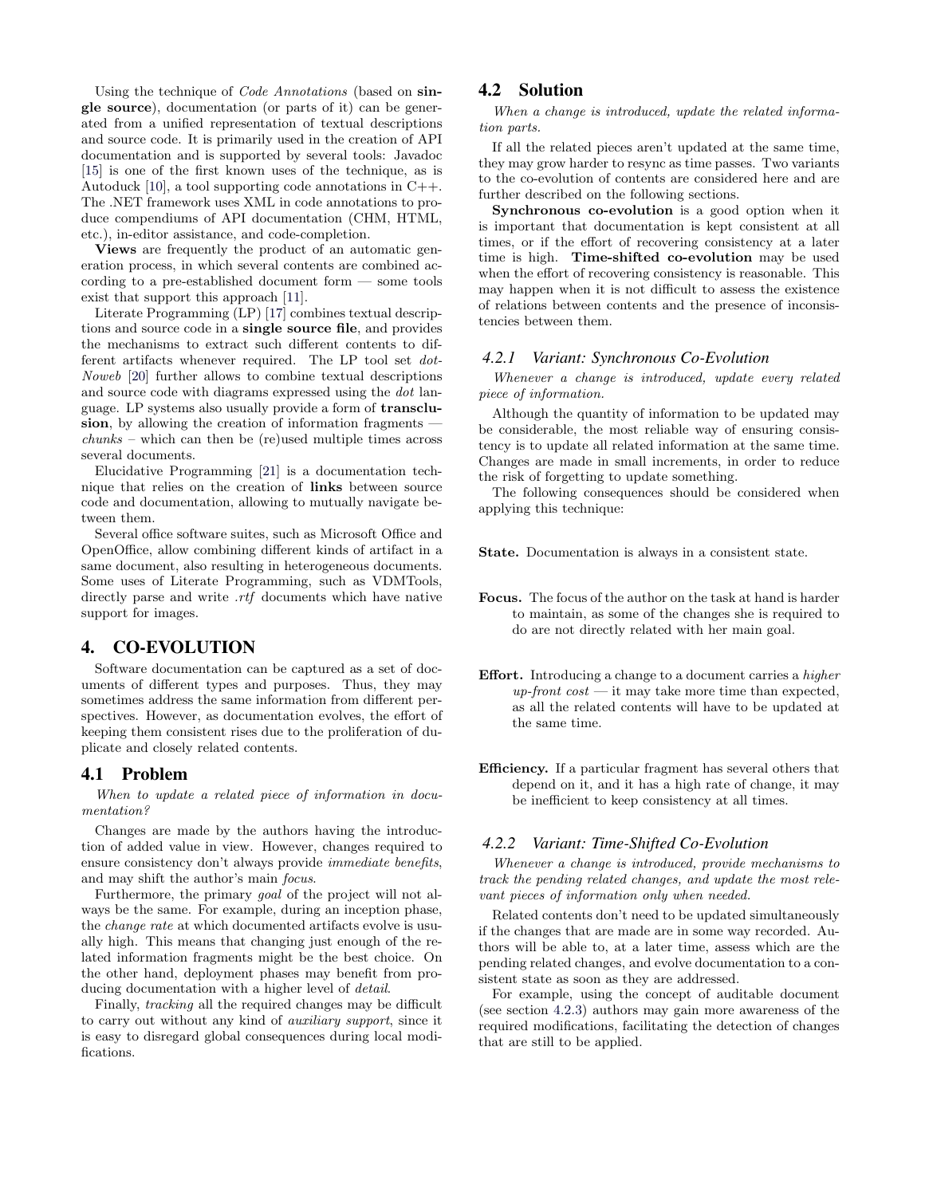Using the technique of *Code Annotations* (based on **single source**), documentation (or parts of it) can be generated from a unified representation of textual descriptions and source code. It is primarily used in the creation of API documentation and is supported by several tools: Javadoc [15] is one of the first known uses of the technique, as is Autoduck [10], a tool supporting code annotations in C++. The .NET framework uses XML in code annotations to produce compendiums of API documentation (CHM, HTML, etc.), in-editor assistance, and code-completion.

**Views** are frequently the product of an automatic generation process, in which several contents are combined according to a pre-established document form — some tools exist that support this approach [11].

Literate Programming (LP) [17] combines textual descriptions and source code in a **single source file**, and provides the mechanisms to extract such different contents to different artifacts whenever required. The LP tool set *dot-Noweb* [20] further allows to combine textual descriptions and source code with diagrams expressed using the *dot* language. LP systems also usually provide a form of **transclusion**, by allowing the creation of information fragments — *chunks* – which can then be (re)used multiple times across several documents.

Elucidative Programming [21] is a documentation technique that relies on the creation of **links** between source code and documentation, allowing to mutually navigate between them.

Several office software suites, such as Microsoft Office and OpenOffice, allow combining different kinds of artifact in a same document, also resulting in heterogeneous documents. Some uses of Literate Programming, such as VDMTools, directly parse and write *.rtf* documents which have native support for images.

## 4. CO-EVOLUTION

Software documentation can be captured as a set of documents of different types and purposes. Thus, they may sometimes address the same information from different perspectives. However, as documentation evolves, the effort of keeping them consistent rises due to the proliferation of duplicate and closely related contents.

### 4.1 Problem

*When to update a related piece of information in documentation?*

Changes are made by the authors having the introduction of added value in view. However, changes required to ensure consistency don't always provide *immediate benefits*, and may shift the author's main *focus*.

Furthermore, the primary *goal* of the project will not always be the same. For example, during an inception phase, the *change rate* at which documented artifacts evolve is usually high. This means that changing just enough of the related information fragments might be the best choice. On the other hand, deployment phases may benefit from producing documentation with a higher level of *detail*.

Finally, *tracking* all the required changes may be difficult to carry out without any kind of *auxiliary support*, since it is easy to disregard global consequences during local modifications.

### 4.2 Solution

*When a change is introduced, update the related information parts.*

If all the related pieces aren't updated at the same time, they may grow harder to resync as time passes. Two variants to the co-evolution of contents are considered here and are further described on the following sections.

**Synchronous co-evolution** is a good option when it is important that documentation is kept consistent at all times, or if the effort of recovering consistency at a later time is high. **Time-shifted co-evolution** may be used when the effort of recovering consistency is reasonable. This may happen when it is not difficult to assess the existence of relations between contents and the presence of inconsistencies between them.

#### 4.2.1 Variant: Synchronous Co-Evolution

*Whenever a change is introduced, update every related piece of information.*

Although the quantity of information to be updated may be considerable, the most reliable way of ensuring consistency is to update all related information at the same time. Changes are made in small increments, in order to reduce the risk of forgetting to update something.

The following consequences should be considered when applying this technique:

**State.** Documentation is always in a consistent state.

**Focus.** The focus of the author on the task at hand is harder to maintain, as some of the changes she is required to do are not directly related with her main goal.

**Effort.** Introducing a change to a document carries a *higher up-front cost* — it may take more time than expected, as all the related contents will have to be updated at the same time.

**Efficiency.** If a particular fragment has several others that depend on it, and it has a high rate of change, it may be inefficient to keep consistency at all times.

#### 4.2.2 Variant: Time-Shifted Co-Evolution

*Whenever a change is introduced, provide mechanisms to track the pending related changes, and update the most relevant pieces of information only when needed.*

Related contents don't need to be updated simultaneously if the changes that are made are in some way recorded. Authors will be able to, at a later time, assess which are the pending related changes, and evolve documentation to a consistent state as soon as they are addressed.

For example, using the concept of auditable document (see section 4.2.3) authors may gain more awareness of the required modifications, facilitating the detection of changes that are still to be applied.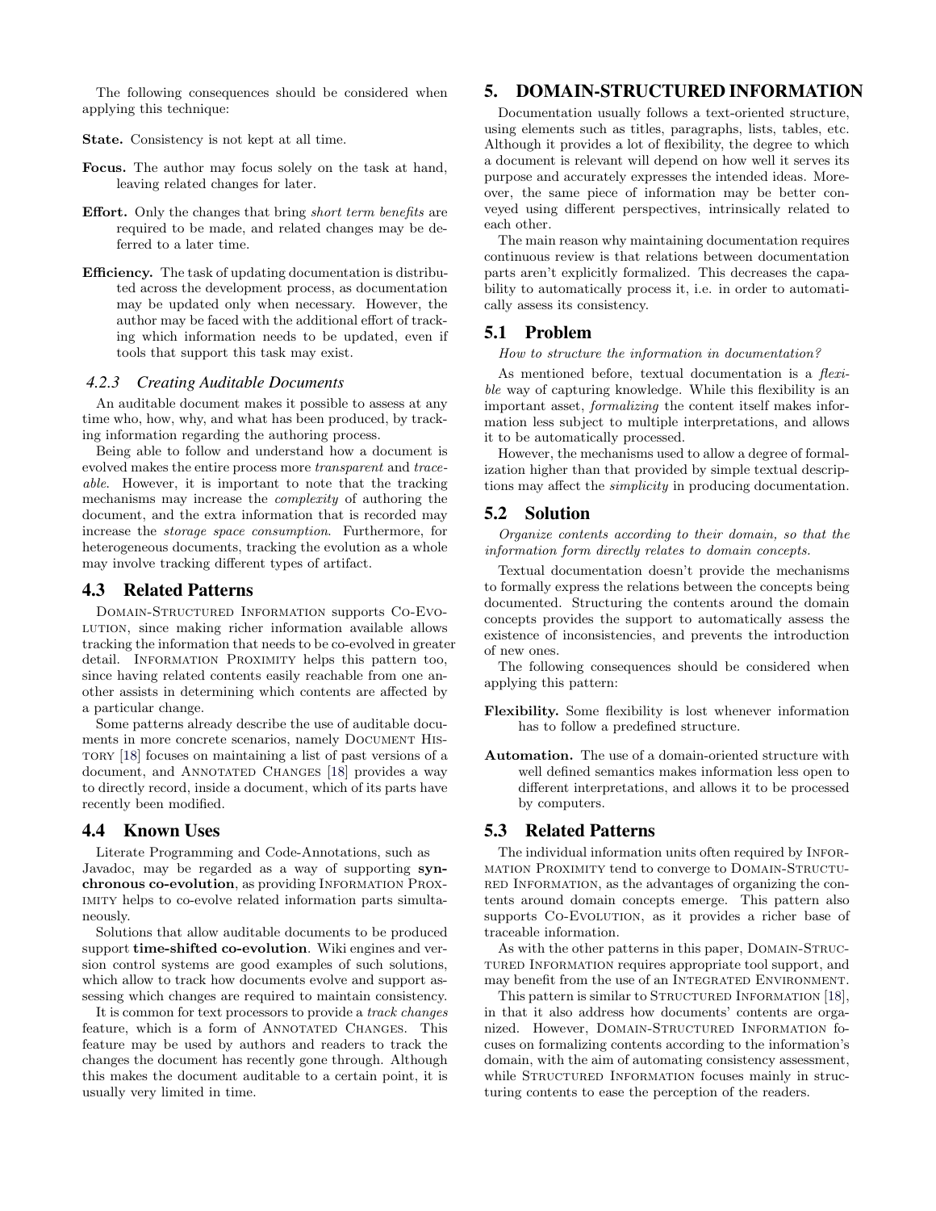The following consequences should be considered when applying this technique:

**State.** Consistency is not kept at all time.

**Focus.** The author may focus solely on the task at hand, leaving related changes for later.

**Effort.** Only the changes that bring *short term benefits* are required to be made, and related changes may be deferred to a later time.

**Efficiency.** The task of updating documentation is distributed across the development process, as documentation may be updated only when necessary. However, the author may be faced with the additional effort of tracking which information needs to be updated, even if tools that support this task may exist.

#### 4.2.3 Creating Auditable Documents

An auditable document makes it possible to assess at any time who, how, why, and what has been produced, by tracking information regarding the authoring process.

Being able to follow and understand how a document is evolved makes the entire process more *transparent* and *traceable*. However, it is important to note that the tracking mechanisms may increase the *complexity* of authoring the document, and the extra information that is recorded may increase the *storage space consumption*. Furthermore, for heterogeneous documents, tracking the evolution as a whole may involve tracking different types of artifact.

### 4.3 Related Patterns

Domain-Structured Information supports Co-Evolution, since making richer information available allows tracking the information that needs to be co-evolved in greater detail. Information Proximity helps this pattern too, since having related contents easily reachable from one another assists in determining which contents are affected by a particular change.

Some patterns already describe the use of auditable documents in more concrete scenarios, namely Document History [18] focuses on maintaining a list of past versions of a document, and Annotated Changes [18] provides a way to directly record, inside a document, which of its parts have recently been modified.

### 4.4 Known Uses

Literate Programming and Code-Annotations, such as Javadoc, may be regarded as a way of supporting **synchronous co-evolution**, as providing Information Proximity helps to co-evolve related information parts simultaneously.

Solutions that allow auditable documents to be produced support **time-shifted co-evolution**. Wiki engines and version control systems are good examples of such solutions, which allow to track how documents evolve and support assessing which changes are required to maintain consistency.

It is common for text processors to provide a *track changes* feature, which is a form of Annotated Changes. This feature may be used by authors and readers to track the changes the document has recently gone through. Although this makes the document auditable to a certain point, it is usually very limited in time.

## 5. DOMAIN-STRUCTURED INFORMATION

Documentation usually follows a text-oriented structure, using elements such as titles, paragraphs, lists, tables, etc. Although it provides a lot of flexibility, the degree to which a document is relevant will depend on how well it serves its purpose and accurately expresses the intended ideas. Moreover, the same piece of information may be better conveyed using different perspectives, intrinsically related to each other.

The main reason why maintaining documentation requires continuous review is that relations between documentation parts aren't explicitly formalized. This decreases the capability to automatically process it, i.e. in order to automatically assess its consistency.

### 5.1 Problem

*How to structure the information in documentation?*

As mentioned before, textual documentation is a *flexible* way of capturing knowledge. While this flexibility is an important asset, *formalizing* the content itself makes information less subject to multiple interpretations, and allows it to be automatically processed.

However, the mechanisms used to allow a degree of formalization higher than that provided by simple textual descriptions may affect the *simplicity* in producing documentation.

### 5.2 Solution

*Organize contents according to their domain, so that the information form directly relates to domain concepts.*

Textual documentation doesn't provide the mechanisms to formally express the relations between the concepts being documented. Structuring the contents around the domain concepts provides the support to automatically assess the existence of inconsistencies, and prevents the introduction of new ones.

The following consequences should be considered when applying this pattern:

**Flexibility.** Some flexibility is lost whenever information has to follow a predefined structure.

**Automation.** The use of a domain-oriented structure with well defined semantics makes information less open to different interpretations, and allows it to be processed by computers.

### 5.3 Related Patterns

The individual information units often required by Information Proximity tend to converge to Domain-Structured Information, as the advantages of organizing the contents around domain concepts emerge. This pattern also supports Co-Evolution, as it provides a richer base of traceable information.

As with the other patterns in this paper, Domain-Structured Information requires appropriate tool support, and may benefit from the use of an Integrated Environment.

This pattern is similar to Structured Information [18], in that it also address how documents' contents are organized. However, Domain-Structured Information focuses on formalizing contents according to the information's domain, with the aim of automating consistency assessment, while Structured Information focuses mainly in structuring contents to ease the perception of the readers.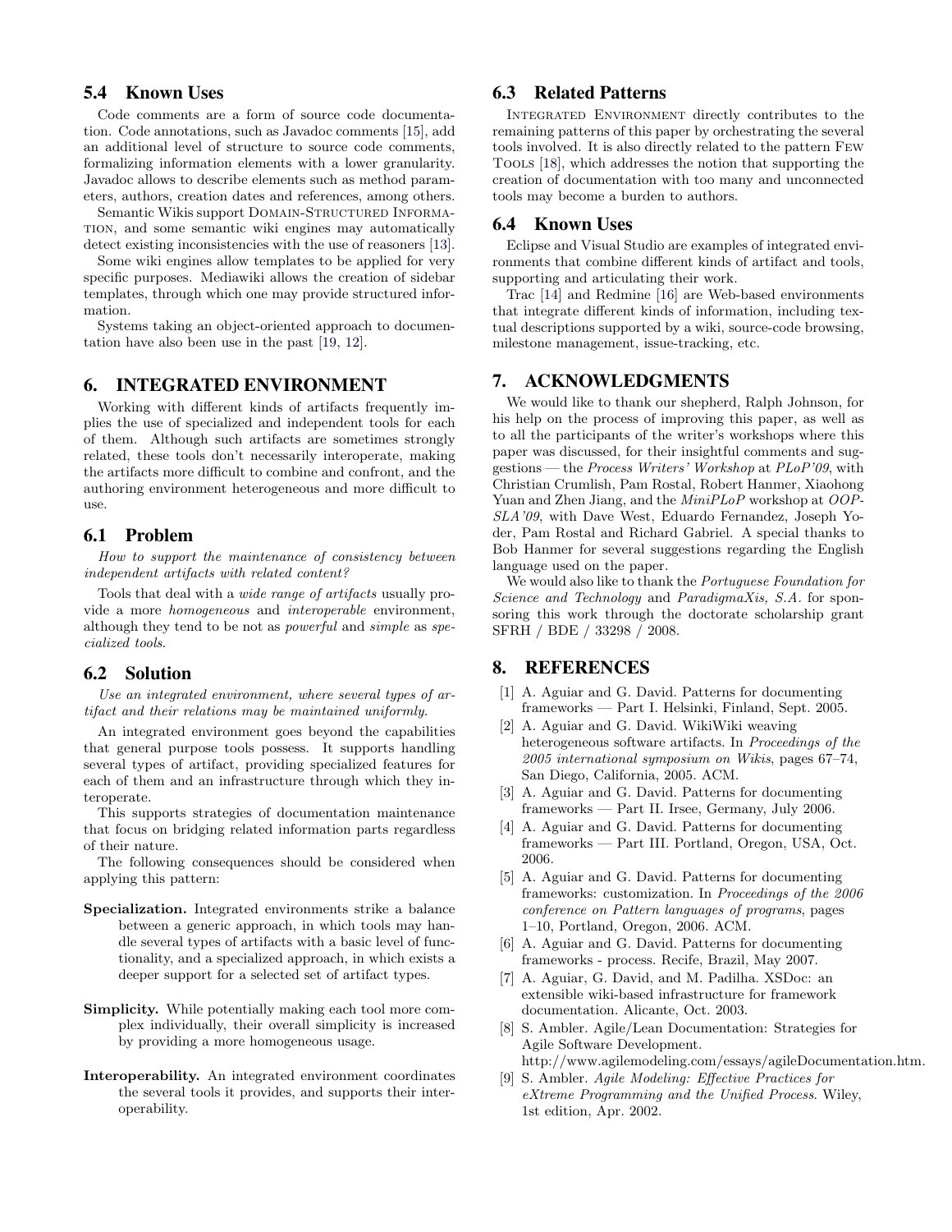### 5.4 Known Uses

Code comments are a form of source code documentation. Code annotations, such as Javadoc comments [15], add an additional level of structure to source code comments, formalizing information elements with a lower granularity. Javadoc allows to describe elements such as method parameters, authors, creation dates and references, among others.

Semantic Wikis support DOMAIN-STRUCTURED INFORMATION, and some semantic wiki engines may automatically detect existing inconsistencies with the use of reasoners [13].

Some wiki engines allow templates to be applied for very specific purposes. Mediawiki allows the creation of sidebar templates, through which one may provide structured information.

Systems taking an object-oriented approach to documentation have also been use in the past [19, 12].

## 6. INTEGRATED ENVIRONMENT

Working with different kinds of artifacts frequently implies the use of specialized and independent tools for each of them. Although such artifacts are sometimes strongly related, these tools don't necessarily interoperate, making the artifacts more difficult to combine and confront, and the authoring environment heterogeneous and more difficult to use.

### 6.1 Problem

*How to support the maintenance of consistency between independent artifacts with related content?*

Tools that deal with a *wide range of artifacts* usually provide a more *homogeneous* and *interoperable* environment, although they tend to be not as *powerful* and *simple* as *specialized tools*.

### 6.2 Solution

*Use an integrated environment, where several types of artifact and their relations may be maintained uniformly.*

An integrated environment goes beyond the capabilities that general purpose tools possess. It supports handling several types of artifact, providing specialized features for each of them and an infrastructure through which they interoperate.

This supports strategies of documentation maintenance that focus on bridging related information parts regardless of their nature.

The following consequences should be considered when applying this pattern:

**Specialization.** Integrated environments strike a balance between a generic approach, in which tools may handle several types of artifacts with a basic level of functionality, and a specialized approach, in which exists a deeper support for a selected set of artifact types.

**Simplicity.** While potentially making each tool more complex individually, their overall simplicity is increased by providing a more homogeneous usage.

**Interoperability.** An integrated environment coordinates the several tools it provides, and supports their interoperability.

### 6.3 Related Patterns

INTEGRATED ENVIRONMENT directly contributes to the remaining patterns of this paper by orchestrating the several tools involved. It is also directly related to the pattern FEW TOOLS [18], which addresses the notion that supporting the creation of documentation with too many and unconnected tools may become a burden to authors.

### 6.4 Known Uses

Eclipse and Visual Studio are examples of integrated environments that combine different kinds of artifact and tools, supporting and articulating their work.

Trac [14] and Redmine [16] are Web-based environments that integrate different kinds of information, including textual descriptions supported by a wiki, source-code browsing, milestone management, issue-tracking, etc.

## 7. ACKNOWLEDGMENTS

We would like to thank our shepherd, Ralph Johnson, for his help on the process of improving this paper, as well as to all the participants of the writer's workshops where this paper was discussed, for their insightful comments and suggestions — the *Process Writers' Workshop* at *PLoP'09*, with Christian Crumlish, Pam Rostal, Robert Hanmer, Xiaohong Yuan and Zhen Jiang, and the *MiniPLoP* workshop at *OOPSLA'09*, with Dave West, Eduardo Fernandez, Joseph Yoder, Pam Rostal and Richard Gabriel. A special thanks to Bob Hanmer for several suggestions regarding the English language used on the paper.

We would also like to thank the *Portuguese Foundation for Science and Technology* and *ParadigmaXis, S.A.* for sponsoring this work through the doctorate scholarship grant SFRH / BDE / 33298 / 2008.

## 8. REFERENCES

[1] A. Aguiar and G. David. Patterns for documenting frameworks — Part I. Helsinki, Finland, Sept. 2005.

[2] A. Aguiar and G. David. WikiWiki weaving heterogeneous software artifacts. In *Proceedings of the 2005 international symposium on Wikis*, pages 67–74, San Diego, California, 2005. ACM.

[3] A. Aguiar and G. David. Patterns for documenting frameworks — Part II. Irsee, Germany, July 2006.

[4] A. Aguiar and G. David. Patterns for documenting frameworks — Part III. Portland, Oregon, USA, Oct. 2006.

[5] A. Aguiar and G. David. Patterns for documenting frameworks: customization. In *Proceedings of the 2006 conference on Pattern languages of programs*, pages 1–10, Portland, Oregon, 2006. ACM.

[6] A. Aguiar and G. David. Patterns for documenting frameworks - process. Recife, Brazil, May 2007.

[7] A. Aguiar, G. David, and M. Padilha. XSDoc: an extensible wiki-based infrastructure for framework documentation. Alicante, Oct. 2003.

[8] S. Ambler. Agile/Lean Documentation: Strategies for Agile Software Development. http://www.agilemodeling.com/essays/agileDocumentation.htm.

[9] S. Ambler. *Agile Modeling: Effective Practices for eXtreme Programming and the Unified Process*. Wiley, 1st edition, Apr. 2002.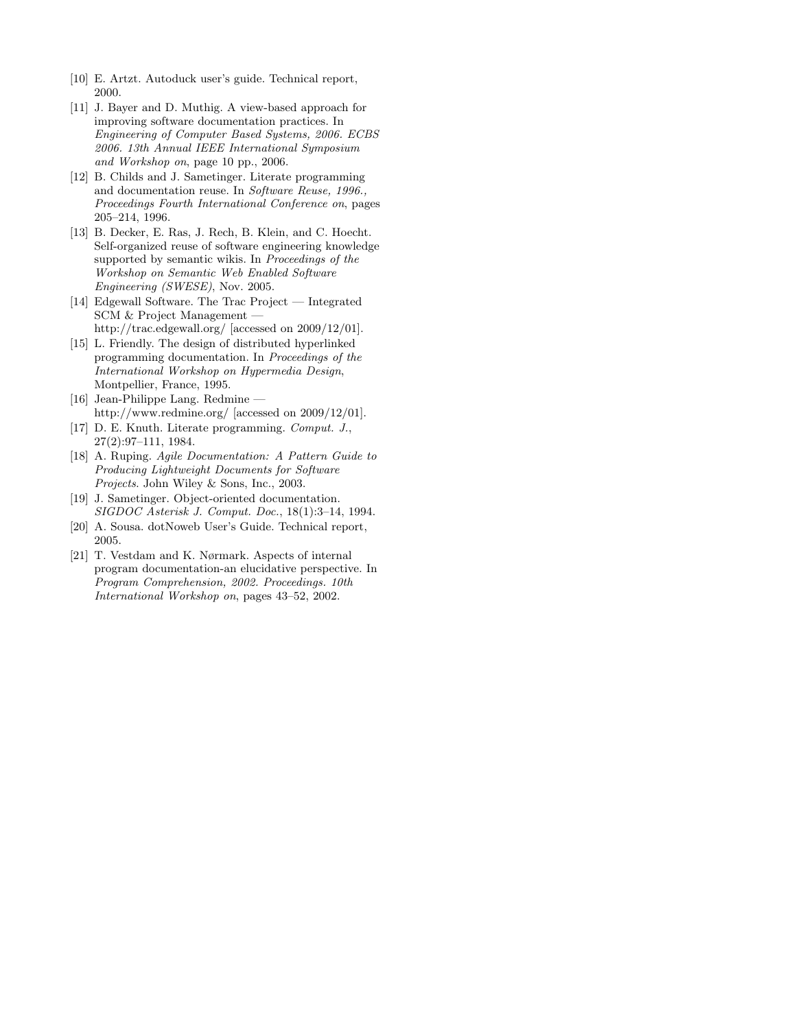[10] E. Artzt. Autoduck user's guide. Technical report, 2000.

[11] J. Bayer and D. Muthig. A view-based approach for improving software documentation practices. In *Engineering of Computer Based Systems, 2006. ECBS 2006. 13th Annual IEEE International Symposium and Workshop on*, page 10 pp., 2006.

[12] B. Childs and J. Sametinger. Literate programming and documentation reuse. In *Software Reuse, 1996., Proceedings Fourth International Conference on*, pages 205–214, 1996.

[13] B. Decker, E. Ras, J. Rech, B. Klein, and C. Hoecht. Self-organized reuse of software engineering knowledge supported by semantic wikis. In *Proceedings of the Workshop on Semantic Web Enabled Software Engineering (SWESE)*, Nov. 2005.

[14] Edgewall Software. The Trac Project — Integrated SCM & Project Management — http://trac.edgewall.org/ [accessed on 2009/12/01].

[15] L. Friendly. The design of distributed hyperlinked programming documentation. In *Proceedings of the International Workshop on Hypermedia Design*, Montpellier, France, 1995.

[16] Jean-Philippe Lang. Redmine — http://www.redmine.org/ [accessed on 2009/12/01].

[17] D. E. Knuth. Literate programming. *Comput. J.*, 27(2):97–111, 1984.

[18] A. Ruping. *Agile Documentation: A Pattern Guide to Producing Lightweight Documents for Software Projects*. John Wiley & Sons, Inc., 2003.

[19] J. Sametinger. Object-oriented documentation. *SIGDOC Asterisk J. Comput. Doc.*, 18(1):3–14, 1994.

[20] A. Sousa. dotNoweb User's Guide. Technical report, 2005.

[21] T. Vestdam and K. Nørmark. Aspects of internal program documentation-an elucidative perspective. In *Program Comprehension, 2002. Proceedings. 10th International Workshop on*, pages 43–52, 2002.